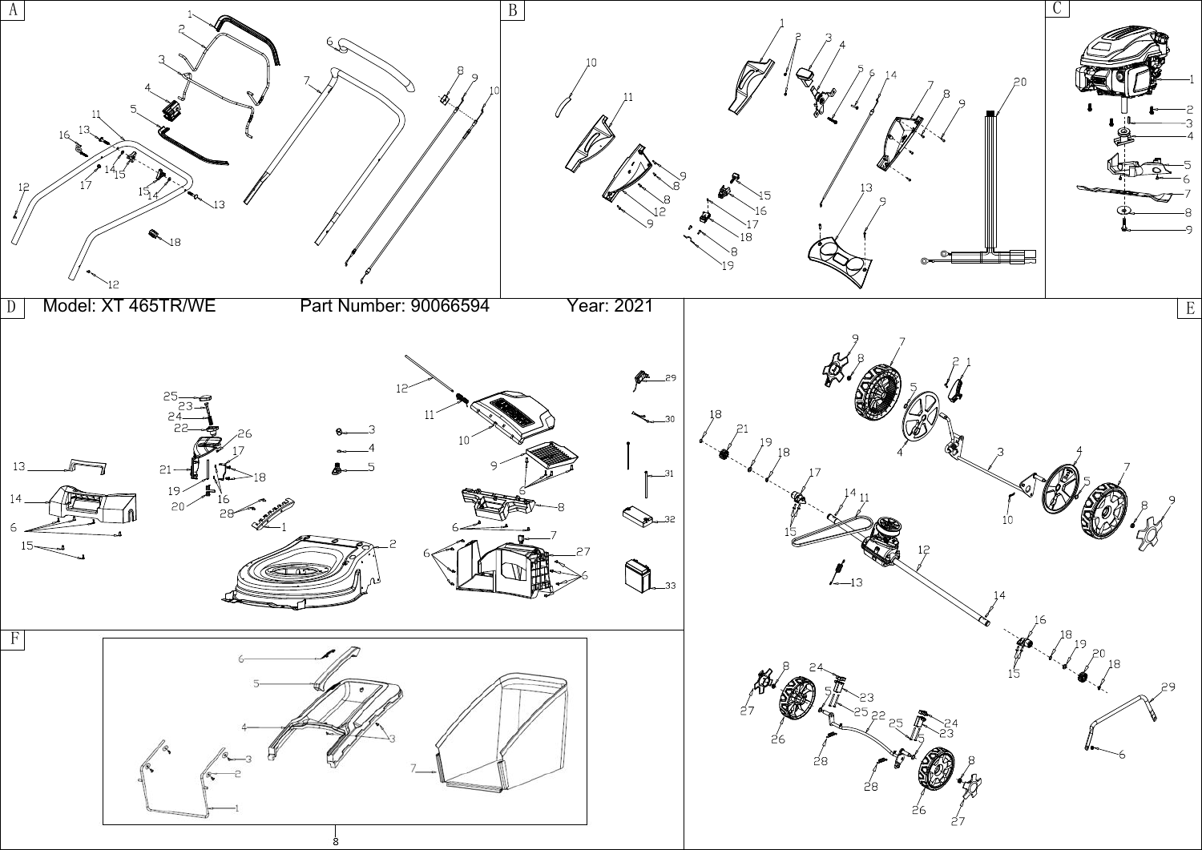Model: XT 465TR/WE    Part Number: 90066594    Year: 2021

A

B

C

D

E

F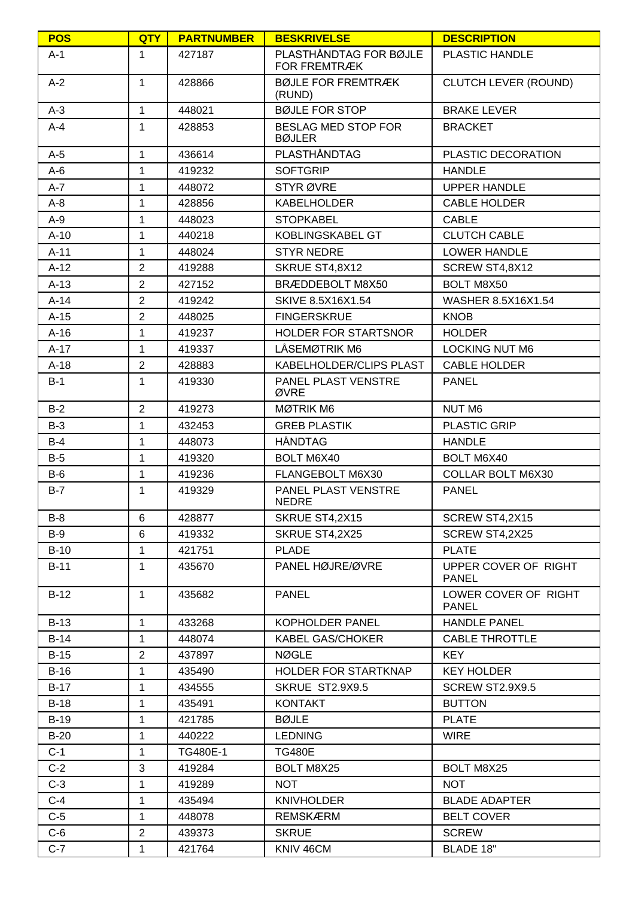| POS | QTY | PARTNUMBER | BESKRIVELSE | DESCRIPTION |
|---|---|---|---|---|
| A-1 | 1 | 427187 | PLASTHÅNDTAG FOR BØJLE FOR FREMTRÆK | PLASTIC HANDLE |
| A-2 | 1 | 428866 | BØJLE FOR FREMTRÆK (RUND) | CLUTCH LEVER (ROUND) |
| A-3 | 1 | 448021 | BØJLE FOR STOP | BRAKE LEVER |
| A-4 | 1 | 428853 | BESLAG MED STOP FOR BØJLER | BRACKET |
| A-5 | 1 | 436614 | PLASTHÅNDTAG | PLASTIC DECORATION |
| A-6 | 1 | 419232 | SOFTGRIP | HANDLE |
| A-7 | 1 | 448072 | STYR ØVRE | UPPER HANDLE |
| A-8 | 1 | 428856 | KABELHOLDER | CABLE HOLDER |
| A-9 | 1 | 448023 | STOPKABEL | CABLE |
| A-10 | 1 | 440218 | KOBLINGSKABEL GT | CLUTCH CABLE |
| A-11 | 1 | 448024 | STYR NEDRE | LOWER HANDLE |
| A-12 | 2 | 419288 | SKRUE ST4,8X12 | SCREW ST4,8X12 |
| A-13 | 2 | 427152 | BRÆDDEBOLT M8X50 | BOLT M8X50 |
| A-14 | 2 | 419242 | SKIVE 8.5X16X1.54 | WASHER 8.5X16X1.54 |
| A-15 | 2 | 448025 | FINGERSKRUE | KNOB |
| A-16 | 1 | 419237 | HOLDER FOR STARTSNOR | HOLDER |
| A-17 | 1 | 419337 | LÅSEMØTRIK M6 | LOCKING NUT M6 |
| A-18 | 2 | 428883 | KABELHOLDER/CLIPS PLAST | CABLE HOLDER |
| B-1 | 1 | 419330 | PANEL PLAST VENSTRE ØVRE | PANEL |
| B-2 | 2 | 419273 | MØTRIK M6 | NUT M6 |
| B-3 | 1 | 432453 | GREB PLASTIK | PLASTIC GRIP |
| B-4 | 1 | 448073 | HÅNDTAG | HANDLE |
| B-5 | 1 | 419320 | BOLT M6X40 | BOLT M6X40 |
| B-6 | 1 | 419236 | FLANGEBOLT M6X30 | COLLAR BOLT M6X30 |
| B-7 | 1 | 419329 | PANEL PLAST VENSTRE NEDRE | PANEL |
| B-8 | 6 | 428877 | SKRUE ST4,2X15 | SCREW ST4,2X15 |
| B-9 | 6 | 419332 | SKRUE ST4,2X25 | SCREW ST4,2X25 |
| B-10 | 1 | 421751 | PLADE | PLATE |
| B-11 | 1 | 435670 | PANEL HØJRE/ØVRE | UPPER COVER OF RIGHT PANEL |
| B-12 | 1 | 435682 | PANEL | LOWER COVER OF RIGHT PANEL |
| B-13 | 1 | 433268 | KOPHOLDER PANEL | HANDLE PANEL |
| B-14 | 1 | 448074 | KABEL GAS/CHOKER | CABLE THROTTLE |
| B-15 | 2 | 437897 | NØGLE | KEY |
| B-16 | 1 | 435490 | HOLDER FOR STARTKNAP | KEY HOLDER |
| B-17 | 1 | 434555 | SKRUE ST2.9X9.5 | SCREW ST2.9X9.5 |
| B-18 | 1 | 435491 | KONTAKT | BUTTON |
| B-19 | 1 | 421785 | BØJLE | PLATE |
| B-20 | 1 | 440222 | LEDNING | WIRE |
| C-1 | 1 | TG480E-1 | TG480E | |
| C-2 | 3 | 419284 | BOLT M8X25 | BOLT M8X25 |
| C-3 | 1 | 419289 | NOT | NOT |
| C-4 | 1 | 435494 | KNIVHOLDER | BLADE ADAPTER |
| C-5 | 1 | 448078 | REMSKÆRM | BELT COVER |
| C-6 | 2 | 439373 | SKRUE | SCREW |
| C-7 | 1 | 421764 | KNIV 46CM | BLADE 18" |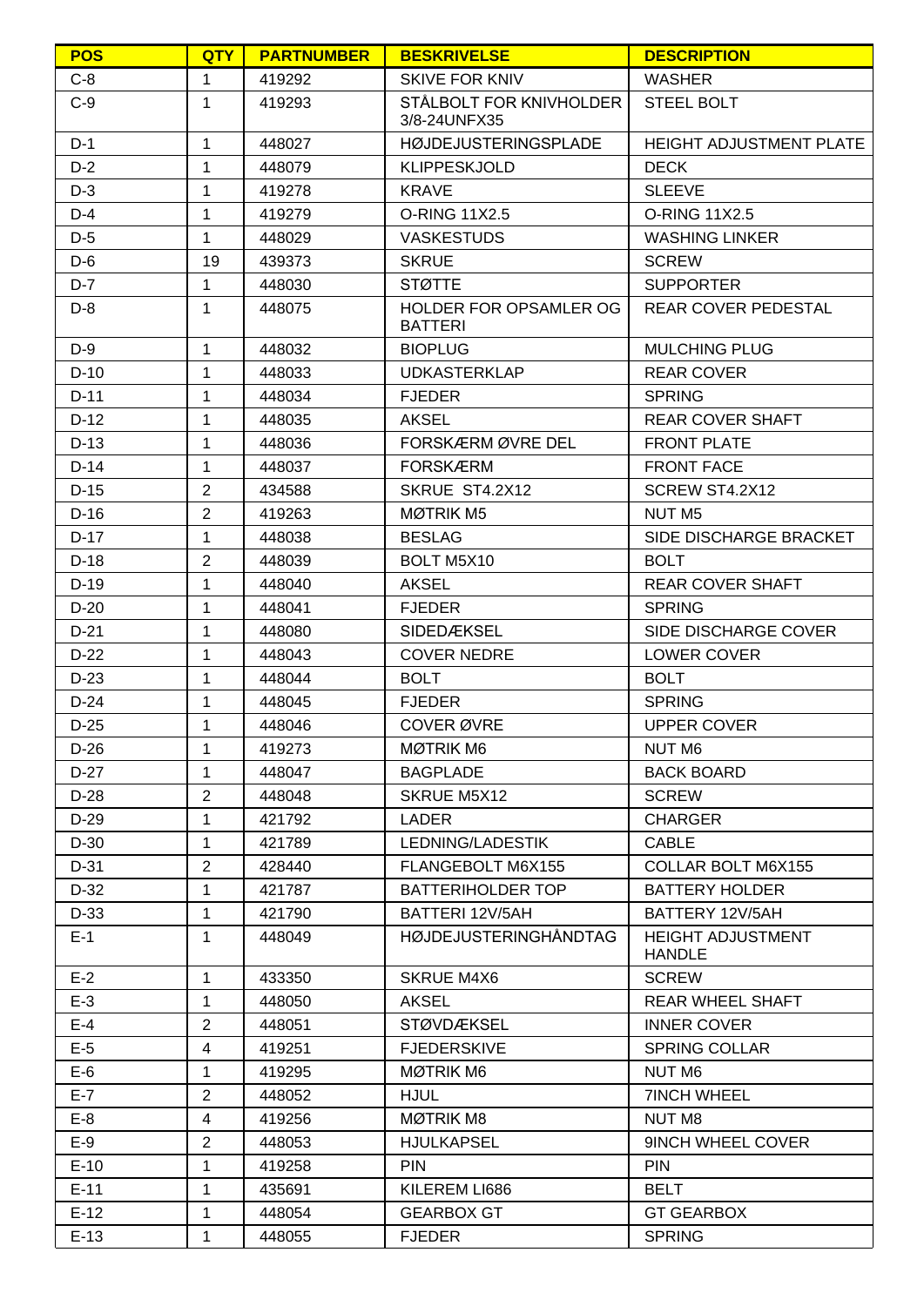| POS | QTY | PARTNUMBER | BESKRIVELSE | DESCRIPTION |
|---|---|---|---|---|
| C-8 | 1 | 419292 | SKIVE FOR KNIV | WASHER |
| C-9 | 1 | 419293 | STÅLBOLT FOR KNIVHOLDER 3/8-24UNFX35 | STEEL BOLT |
| D-1 | 1 | 448027 | HØJDEJUSTERINGSPLADE | HEIGHT ADJUSTMENT PLATE |
| D-2 | 1 | 448079 | KLIPPESKJOLD | DECK |
| D-3 | 1 | 419278 | KRAVE | SLEEVE |
| D-4 | 1 | 419279 | O-RING 11X2.5 | O-RING 11X2.5 |
| D-5 | 1 | 448029 | VASKESTUDS | WASHING LINKER |
| D-6 | 19 | 439373 | SKRUE | SCREW |
| D-7 | 1 | 448030 | STØTTE | SUPPORTER |
| D-8 | 1 | 448075 | HOLDER FOR OPSAMLER OG BATTERI | REAR COVER PEDESTAL |
| D-9 | 1 | 448032 | BIOPLUG | MULCHING PLUG |
| D-10 | 1 | 448033 | UDKASTERKLAP | REAR COVER |
| D-11 | 1 | 448034 | FJEDER | SPRING |
| D-12 | 1 | 448035 | AKSEL | REAR COVER SHAFT |
| D-13 | 1 | 448036 | FORSKÆRM ØVRE DEL | FRONT PLATE |
| D-14 | 1 | 448037 | FORSKÆRM | FRONT FACE |
| D-15 | 2 | 434588 | SKRUE ST4.2X12 | SCREW ST4.2X12 |
| D-16 | 2 | 419263 | MØTRIK M5 | NUT M5 |
| D-17 | 1 | 448038 | BESLAG | SIDE DISCHARGE BRACKET |
| D-18 | 2 | 448039 | BOLT M5X10 | BOLT |
| D-19 | 1 | 448040 | AKSEL | REAR COVER SHAFT |
| D-20 | 1 | 448041 | FJEDER | SPRING |
| D-21 | 1 | 448080 | SIDEDÆKSEL | SIDE DISCHARGE COVER |
| D-22 | 1 | 448043 | COVER NEDRE | LOWER COVER |
| D-23 | 1 | 448044 | BOLT | BOLT |
| D-24 | 1 | 448045 | FJEDER | SPRING |
| D-25 | 1 | 448046 | COVER ØVRE | UPPER COVER |
| D-26 | 1 | 419273 | MØTRIK M6 | NUT M6 |
| D-27 | 1 | 448047 | BAGPLADE | BACK BOARD |
| D-28 | 2 | 448048 | SKRUE M5X12 | SCREW |
| D-29 | 1 | 421792 | LADER | CHARGER |
| D-30 | 1 | 421789 | LEDNING/LADESTIK | CABLE |
| D-31 | 2 | 428440 | FLANGEBOLT M6X155 | COLLAR BOLT M6X155 |
| D-32 | 1 | 421787 | BATTERIHOLDER TOP | BATTERY HOLDER |
| D-33 | 1 | 421790 | BATTERI 12V/5AH | BATTERY 12V/5AH |
| E-1 | 1 | 448049 | HØJDEJUSTERINGHÅNDTAG | HEIGHT ADJUSTMENT HANDLE |
| E-2 | 1 | 433350 | SKRUE M4X6 | SCREW |
| E-3 | 1 | 448050 | AKSEL | REAR WHEEL SHAFT |
| E-4 | 2 | 448051 | STØVDÆKSEL | INNER COVER |
| E-5 | 4 | 419251 | FJEDERSKIVE | SPRING COLLAR |
| E-6 | 1 | 419295 | MØTRIK M6 | NUT M6 |
| E-7 | 2 | 448052 | HJUL | 7INCH WHEEL |
| E-8 | 4 | 419256 | MØTRIK M8 | NUT M8 |
| E-9 | 2 | 448053 | HJULKAPSEL | 9INCH WHEEL COVER |
| E-10 | 1 | 419258 | PIN | PIN |
| E-11 | 1 | 435691 | KILEREM LI686 | BELT |
| E-12 | 1 | 448054 | GEARBOX GT | GT GEARBOX |
| E-13 | 1 | 448055 | FJEDER | SPRING |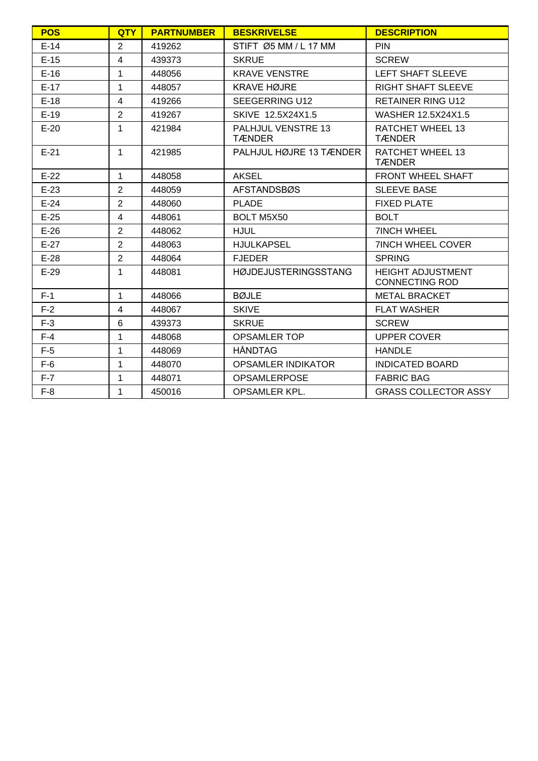| POS | QTY | PARTNUMBER | BESKRIVELSE | DESCRIPTION |
|---|---|---|---|---|
| E-14 | 2 | 419262 | STIFT Ø5 MM / L 17 MM | PIN |
| E-15 | 4 | 439373 | SKRUE | SCREW |
| E-16 | 1 | 448056 | KRAVE VENSTRE | LEFT SHAFT SLEEVE |
| E-17 | 1 | 448057 | KRAVE HØJRE | RIGHT SHAFT SLEEVE |
| E-18 | 4 | 419266 | SEEGERRING U12 | RETAINER RING U12 |
| E-19 | 2 | 419267 | SKIVE 12.5X24X1.5 | WASHER 12.5X24X1.5 |
| E-20 | 1 | 421984 | PALHJUL VENSTRE 13 TÆNDER | RATCHET WHEEL 13 TÆNDER |
| E-21 | 1 | 421985 | PALHJUL HØJRE 13 TÆNDER | RATCHET WHEEL 13 TÆNDER |
| E-22 | 1 | 448058 | AKSEL | FRONT WHEEL SHAFT |
| E-23 | 2 | 448059 | AFSTANDSBØS | SLEEVE BASE |
| E-24 | 2 | 448060 | PLADE | FIXED PLATE |
| E-25 | 4 | 448061 | BOLT M5X50 | BOLT |
| E-26 | 2 | 448062 | HJUL | 7INCH WHEEL |
| E-27 | 2 | 448063 | HJULKAPSEL | 7INCH WHEEL COVER |
| E-28 | 2 | 448064 | FJEDER | SPRING |
| E-29 | 1 | 448081 | HØJDEJUSTERINGSSTANG | HEIGHT ADJUSTMENT CONNECTING ROD |
| F-1 | 1 | 448066 | BØJLE | METAL BRACKET |
| F-2 | 4 | 448067 | SKIVE | FLAT WASHER |
| F-3 | 6 | 439373 | SKRUE | SCREW |
| F-4 | 1 | 448068 | OPSAMLER TOP | UPPER COVER |
| F-5 | 1 | 448069 | HÅNDTAG | HANDLE |
| F-6 | 1 | 448070 | OPSAMLER INDIKATOR | INDICATED BOARD |
| F-7 | 1 | 448071 | OPSAMLERPOSE | FABRIC BAG |
| F-8 | 1 | 450016 | OPSAMLER KPL. | GRASS COLLECTOR ASSY |